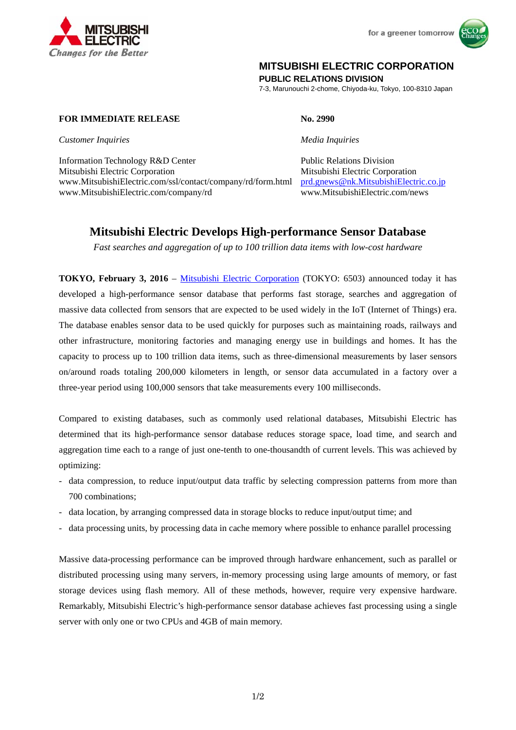MITSUBISHI ELECTRIC
*Changes for the Better*

for a greener tomorrow

**MITSUBISHI ELECTRIC CORPORATION**
**PUBLIC RELATIONS DIVISION**
7-3, Marunouchi 2-chome, Chiyoda-ku, Tokyo, 100-8310 Japan

**FOR IMMEDIATE RELEASE** **No. 2990**

*Customer Inquiries*

Information Technology R&D Center
Mitsubishi Electric Corporation
www.MitsubishiElectric.com/ssl/contact/company/rd/form.html
www.MitsubishiElectric.com/company/rd

*Media Inquiries*

Public Relations Division
Mitsubishi Electric Corporation
prd.gnews@nk.MitsubishiElectric.co.jp
www.MitsubishiElectric.com/news

# Mitsubishi Electric Develops High-performance Sensor Database

*Fast searches and aggregation of up to 100 trillion data items with low-cost hardware*

**TOKYO, February 3, 2016** – Mitsubishi Electric Corporation (TOKYO: 6503) announced today it has developed a high-performance sensor database that performs fast storage, searches and aggregation of massive data collected from sensors that are expected to be used widely in the IoT (Internet of Things) era. The database enables sensor data to be used quickly for purposes such as maintaining roads, railways and other infrastructure, monitoring factories and managing energy use in buildings and homes. It has the capacity to process up to 100 trillion data items, such as three-dimensional measurements by laser sensors on/around roads totaling 200,000 kilometers in length, or sensor data accumulated in a factory over a three-year period using 100,000 sensors that take measurements every 100 milliseconds.

Compared to existing databases, such as commonly used relational databases, Mitsubishi Electric has determined that its high-performance sensor database reduces storage space, load time, and search and aggregation time each to a range of just one-tenth to one-thousandth of current levels. This was achieved by optimizing:

- data compression, to reduce input/output data traffic by selecting compression patterns from more than 700 combinations;
- data location, by arranging compressed data in storage blocks to reduce input/output time; and
- data processing units, by processing data in cache memory where possible to enhance parallel processing

Massive data-processing performance can be improved through hardware enhancement, such as parallel or distributed processing using many servers, in-memory processing using large amounts of memory, or fast storage devices using flash memory. All of these methods, however, require very expensive hardware. Remarkably, Mitsubishi Electric's high-performance sensor database achieves fast processing using a single server with only one or two CPUs and 4GB of main memory.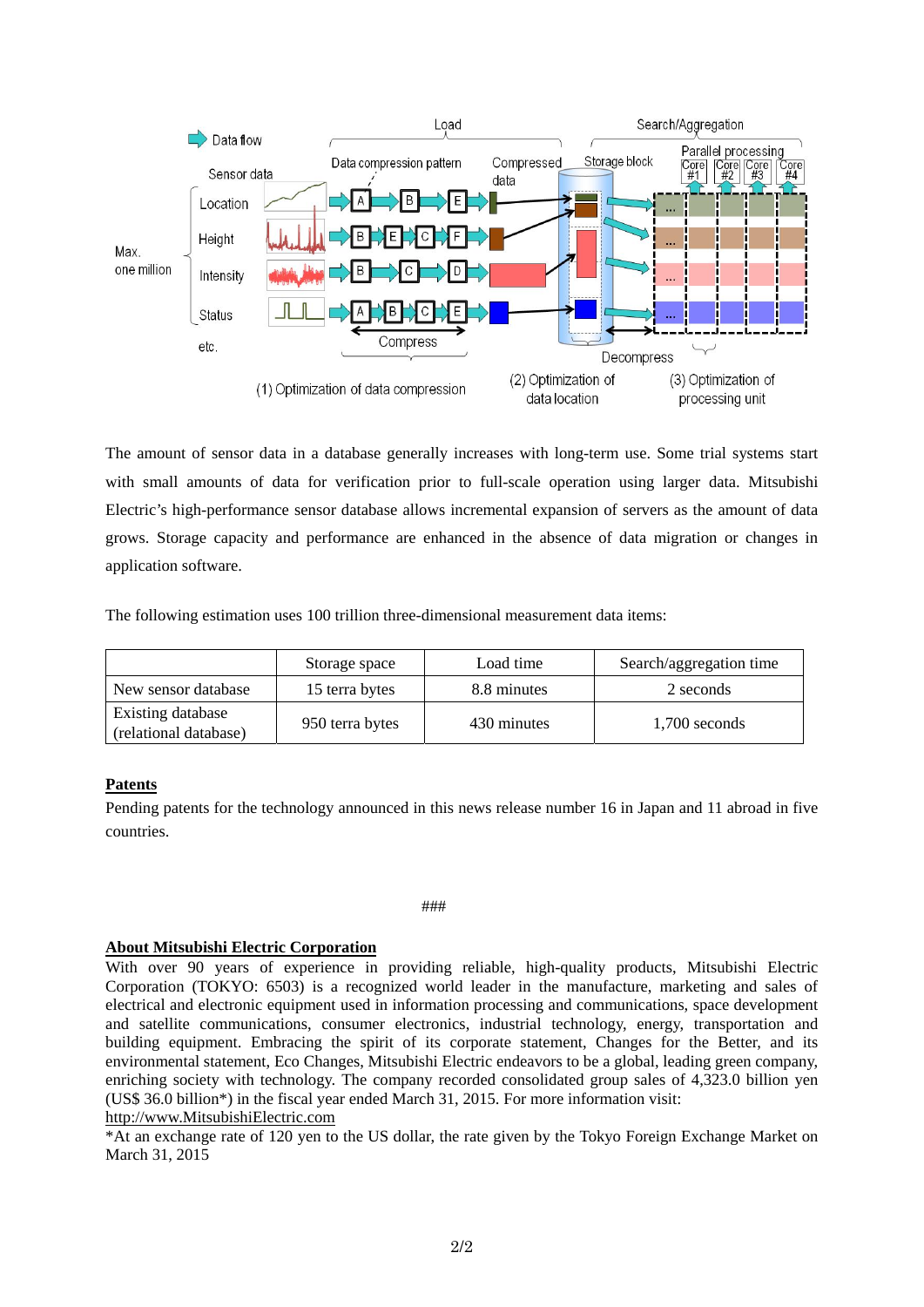Data flow

Load

Search/Aggregation

Sensor data

Data compression pattern

Compressed data

Storage block

Parallel processing

Core #1 Core #2 Core #3 Core #4

Max. one million

Location

Height

Intensity

Status

etc.

A B E

B E C F

B C D

A B C E

Compress

Decompress

(1) Optimization of data compression

(2) Optimization of data location

(3) Optimization of processing unit

The amount of sensor data in a database generally increases with long-term use. Some trial systems start with small amounts of data for verification prior to full-scale operation using larger data. Mitsubishi Electric's high-performance sensor database allows incremental expansion of servers as the amount of data grows. Storage capacity and performance are enhanced in the absence of data migration or changes in application software.

The following estimation uses 100 trillion three-dimensional measurement data items:

| | Storage space | Load time | Search/aggregation time |
|---|---|---|---|
| New sensor database | 15 terra bytes | 8.8 minutes | 2 seconds |
| Existing database (relational database) | 950 terra bytes | 430 minutes | 1,700 seconds |

**Patents**

Pending patents for the technology announced in this news release number 16 in Japan and 11 abroad in five countries.

###

**About Mitsubishi Electric Corporation**

With over 90 years of experience in providing reliable, high-quality products, Mitsubishi Electric Corporation (TOKYO: 6503) is a recognized world leader in the manufacture, marketing and sales of electrical and electronic equipment used in information processing and communications, space development and satellite communications, consumer electronics, industrial technology, energy, transportation and building equipment. Embracing the spirit of its corporate statement, Changes for the Better, and its environmental statement, Eco Changes, Mitsubishi Electric endeavors to be a global, leading green company, enriching society with technology. The company recorded consolidated group sales of 4,323.0 billion yen (US$ 36.0 billion*) in the fiscal year ended March 31, 2015. For more information visit:
http://www.MitsubishiElectric.com

*At an exchange rate of 120 yen to the US dollar, the rate given by the Tokyo Foreign Exchange Market on March 31, 2015